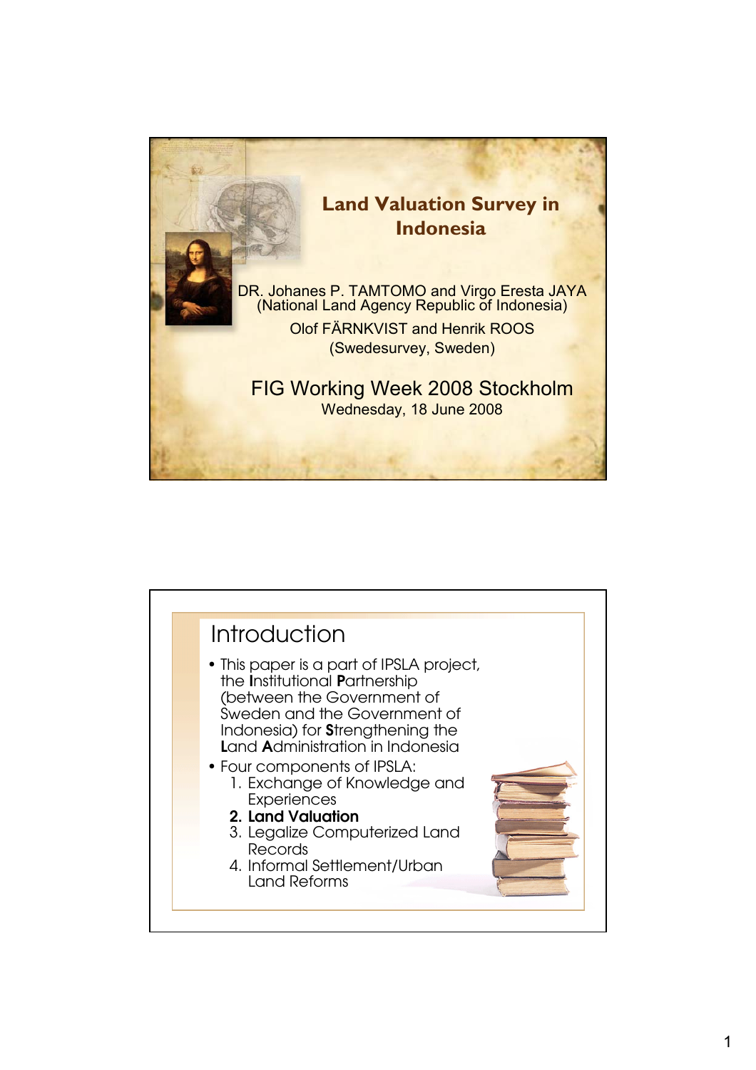# Land Valuation Survey in Indonesia

DR. Johanes P. TAMTOMO and Virgo Eresta JAYA
(National Land Agency Republic of Indonesia)

Olof FÄRNKVIST and Henrik ROOS
(Swedesurvey, Sweden)

FIG Working Week 2008 Stockholm
Wednesday, 18 June 2008

## Introduction

- This paper is a part of IPSLA project, the **I**nstitutional **P**artnership (between the Government of Sweden and the Government of Indonesia) for **S**trengthening the **L**and **A**dministration in Indonesia
- Four components of IPSLA:
  1. Exchange of Knowledge and Experiences
  2. **Land Valuation**
  3. Legalize Computerized Land Records
  4. Informal Settlement/Urban Land Reforms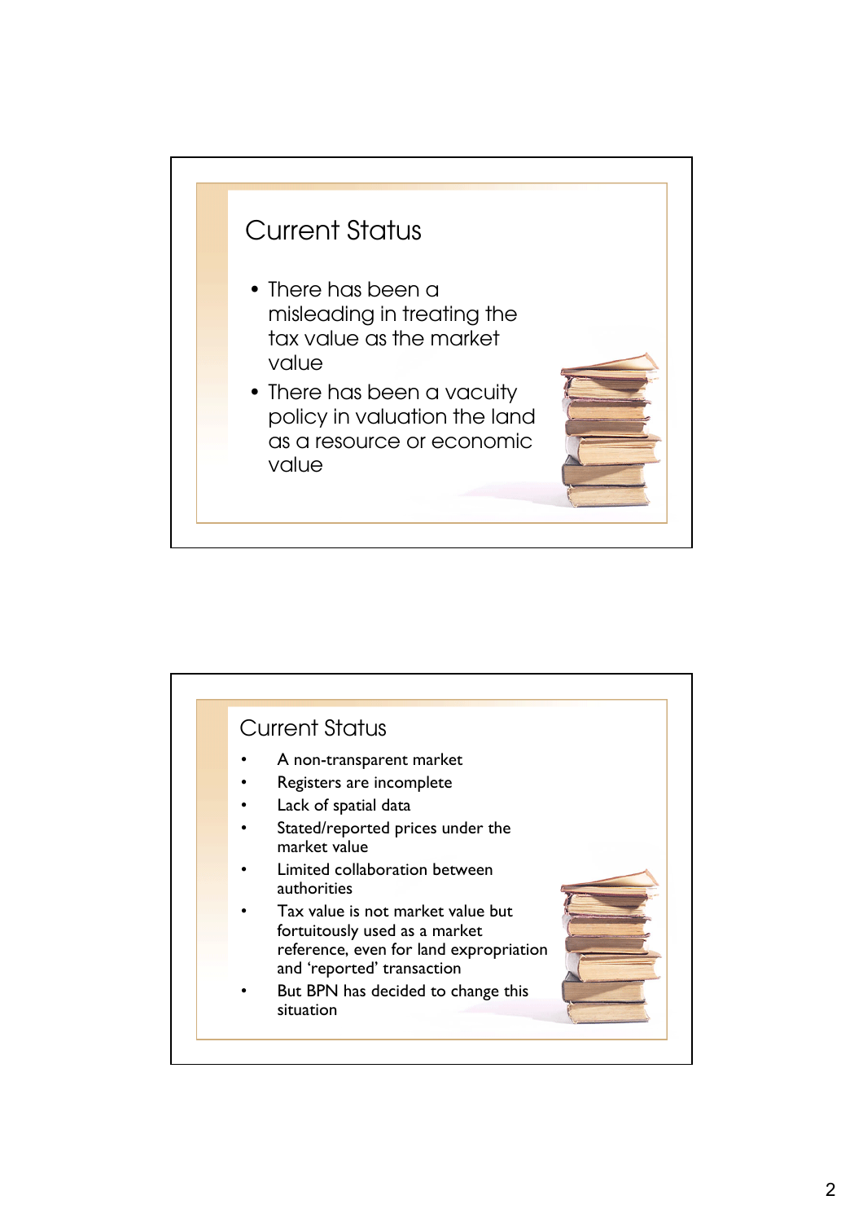## Current Status

- There has been a misleading in treating the tax value as the market value
- There has been a vacuity policy in valuation the land as a resource or economic value

## Current Status

- A non-transparent market
- Registers are incomplete
- Lack of spatial data
- Stated/reported prices under the market value
- Limited collaboration between authorities
- Tax value is not market value but fortuitously used as a market reference, even for land expropriation and 'reported' transaction
- But BPN has decided to change this situation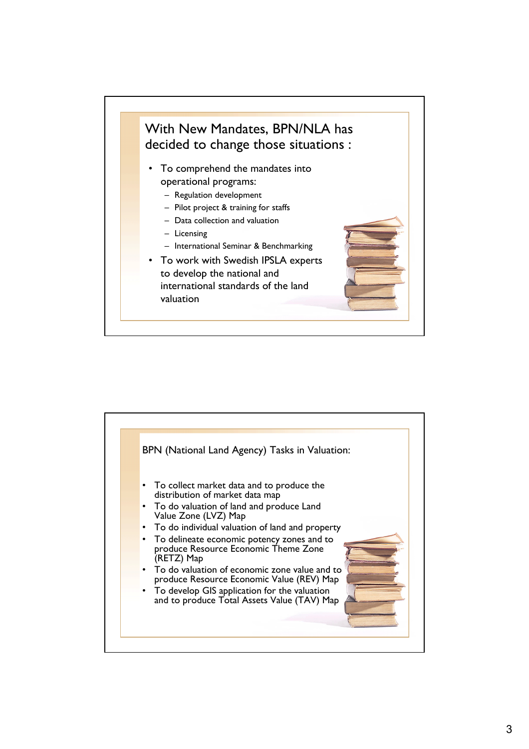## With New Mandates, BPN/NLA has decided to change those situations :

- To comprehend the mandates into operational programs:
  - Regulation development
  - Pilot project & training for staffs
  - Data collection and valuation
  - Licensing
  - International Seminar & Benchmarking
- To work with Swedish IPSLA experts to develop the national and international standards of the land valuation

## BPN (National Land Agency) Tasks in Valuation:

- To collect market data and to produce the distribution of market data map
- To do valuation of land and produce Land Value Zone (LVZ) Map
- To do individual valuation of land and property
- To delineate economic potency zones and to produce Resource Economic Theme Zone (RETZ) Map
- To do valuation of economic zone value and to produce Resource Economic Value (REV) Map
- To develop GIS application for the valuation and to produce Total Assets Value (TAV) Map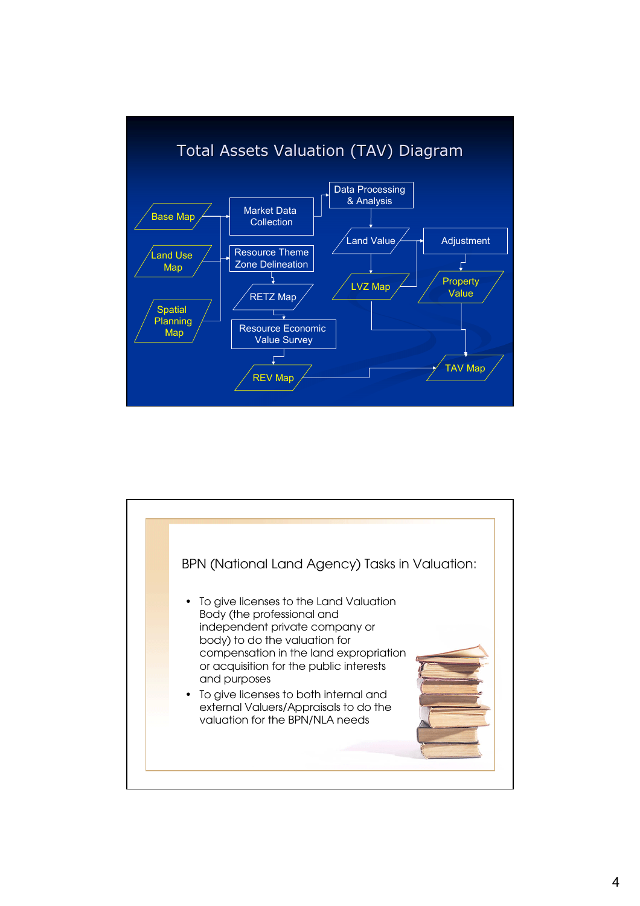# Total Assets Valuation (TAV) Diagram

Base Map → Market Data Collection → Data Processing & Analysis → Land Value → Adjustment → Property Value → TAV Map

Land Use Map → Resource Theme Zone Delineation → RETZ Map → Resource Economic Value Survey → REV Map → TAV Map

Spatial Planning Map

Land Value → LVZ Map → TAV Map

# BPN (National Land Agency) Tasks in Valuation:

- To give licenses to the Land Valuation Body (the professional and independent private company or body) to do the valuation for compensation in the land expropriation or acquisition for the public interests and purposes
- To give licenses to both internal and external Valuers/Appraisals to do the valuation for the BPN/NLA needs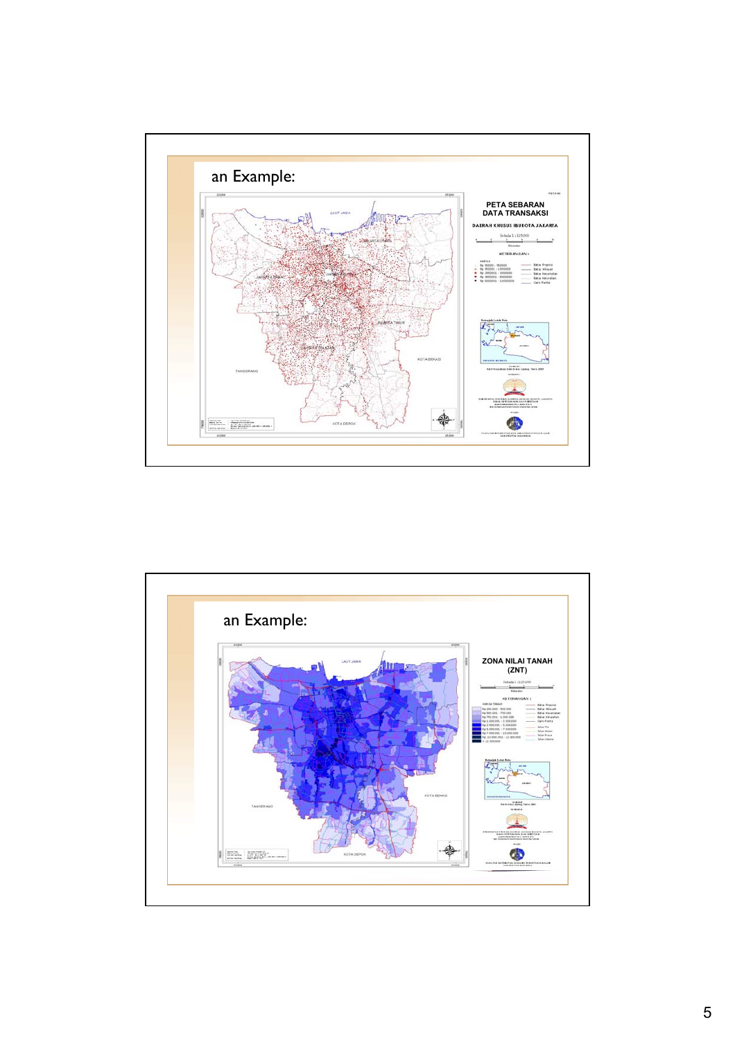## an Example:

PETA SEBARAN DATA TRANSAKSI

DAERAH KHUSUS IBUKOTA JAKARTA

## an Example:

ZONA NILAI TANAH (ZNT)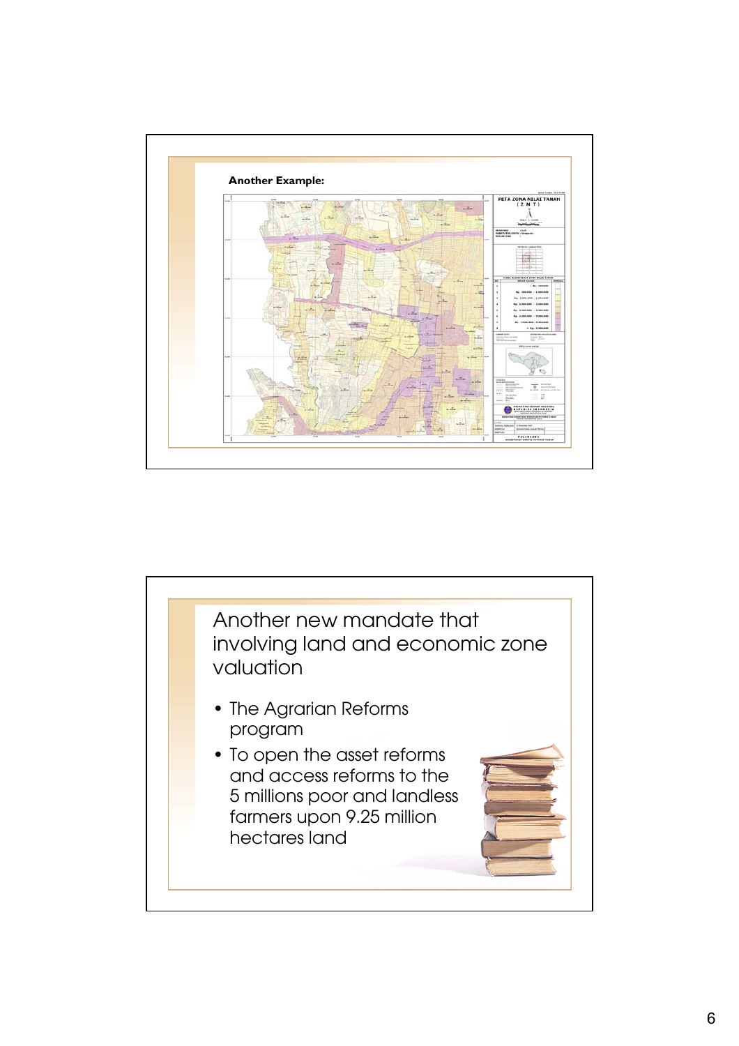**Another Example:**

## Another new mandate that involving land and economic zone valuation

- The Agrarian Reforms program
- To open the asset reforms and access reforms to the 5 millions poor and landless farmers upon 9.25 million hectares land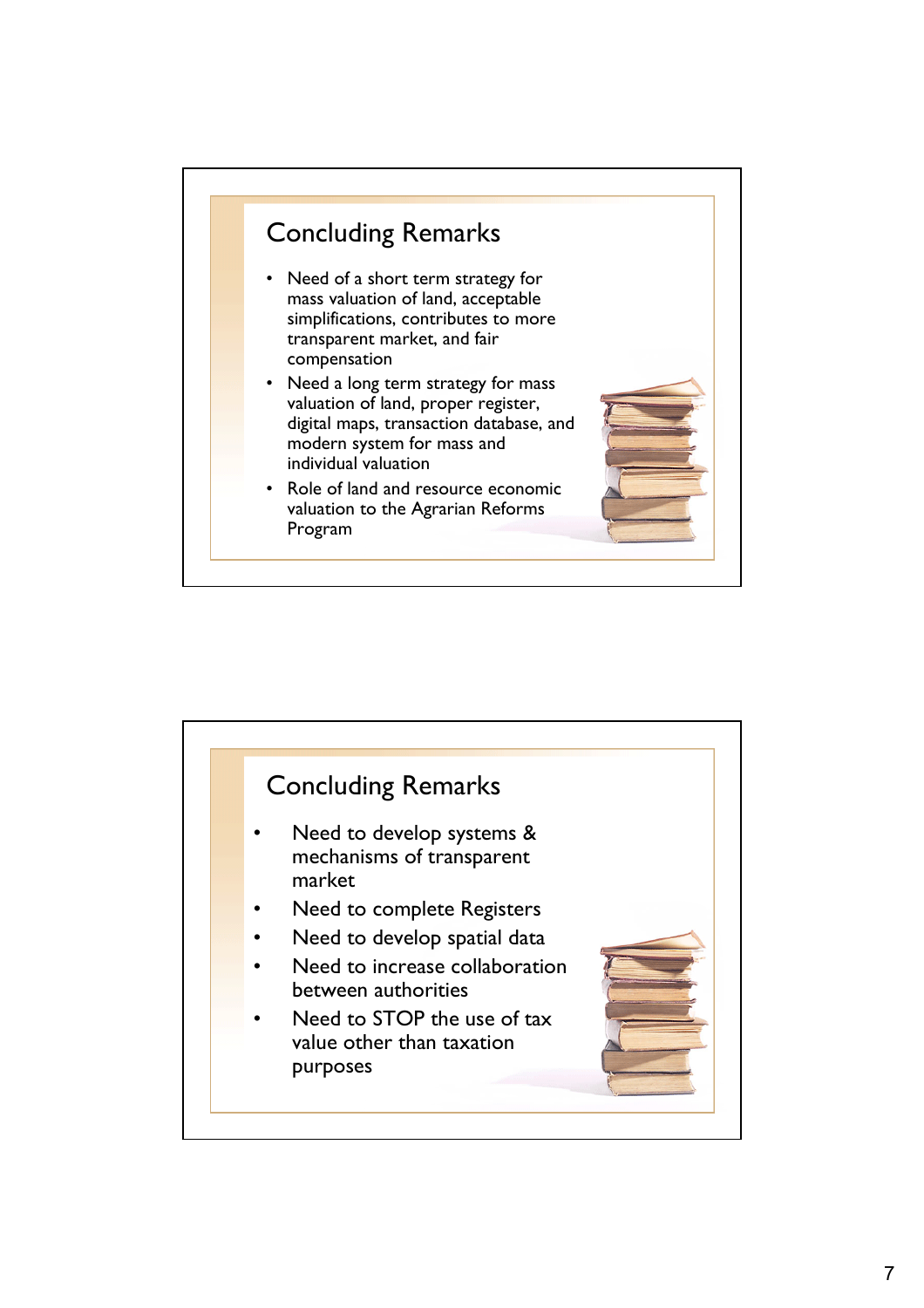## Concluding Remarks

- Need of a short term strategy for mass valuation of land, acceptable simplifications, contributes to more transparent market, and fair compensation
- Need a long term strategy for mass valuation of land, proper register, digital maps, transaction database, and modern system for mass and individual valuation
- Role of land and resource economic valuation to the Agrarian Reforms Program

## Concluding Remarks

- Need to develop systems & mechanisms of transparent market
- Need to complete Registers
- Need to develop spatial data
- Need to increase collaboration between authorities
- Need to STOP the use of tax value other than taxation purposes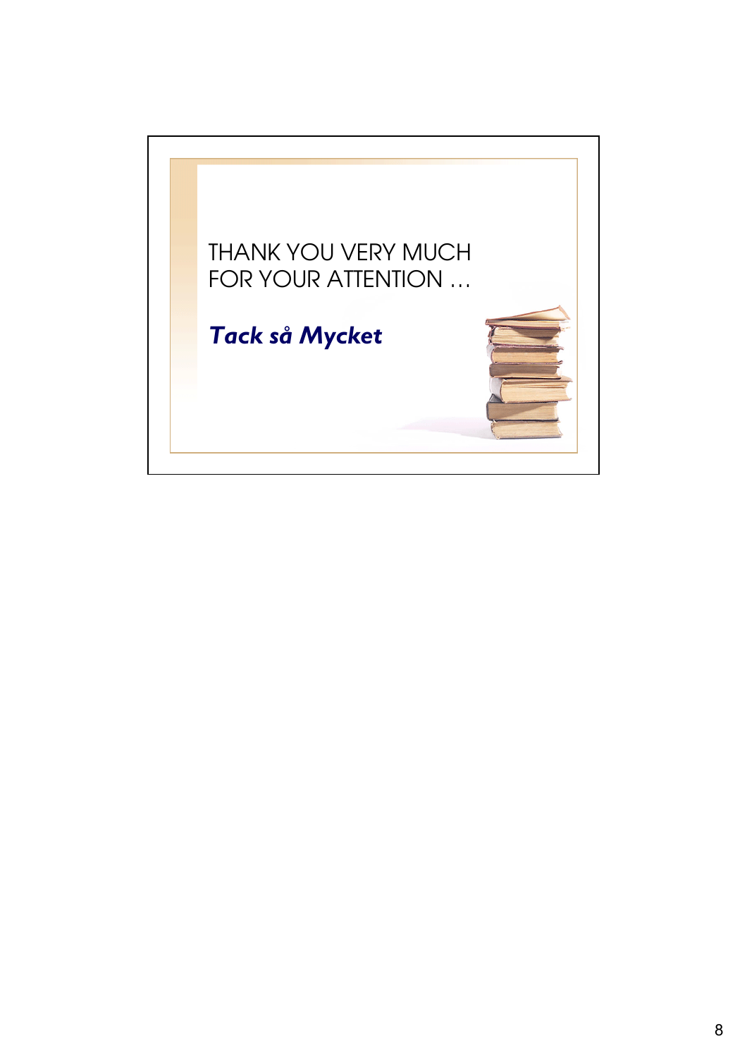THANK YOU VERY MUCH
FOR YOUR ATTENTION …

***Tack så Mycket***